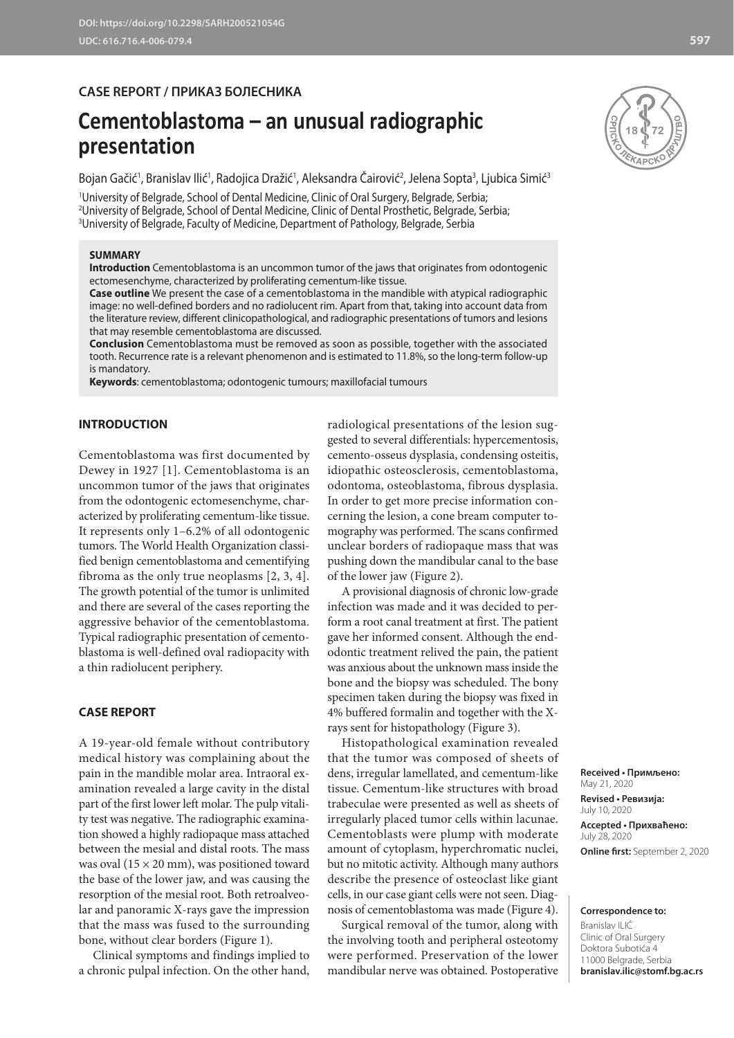CASE REPORT / ПРИКАЗ БОЛЕСНИКА

# Cementoblastoma – an unusual radiographic presentation

Bojan Gačić[1], Branislav Ilić[1], Radojica Dražić[1], Aleksandra Čairović[2], Jelena Sopta[3], Ljubica Simić[3]

[1]University of Belgrade, School of Dental Medicine, Clinic of Oral Surgery, Belgrade, Serbia;
[2]University of Belgrade, School of Dental Medicine, Clinic of Dental Prosthetic, Belgrade, Serbia;
[3]University of Belgrade, Faculty of Medicine, Department of Pathology, Belgrade, Serbia

**SUMMARY**

**Introduction** Cementoblastoma is an uncommon tumor of the jaws that originates from odontogenic ectomesenchyme, characterized by proliferating cementum-like tissue.

**Case outline** We present the case of a cementoblastoma in the mandible with atypical radiographic image: no well-defined borders and no radiolucent rim. Apart from that, taking into account data from the literature review, different clinicopathological, and radiographic presentations of tumors and lesions that may resemble cementoblastoma are discussed.

**Conclusion** Cementoblastoma must be removed as soon as possible, together with the associated tooth. Recurrence rate is a relevant phenomenon and is estimated to 11.8%, so the long-term follow-up is mandatory.

**Keywords**: cementoblastoma; odontogenic tumours; maxillofacial tumours

## INTRODUCTION

Cementoblastoma was first documented by Dewey in 1927 [1]. Cementoblastoma is an uncommon tumor of the jaws that originates from the odontogenic ectomesenchyme, characterized by proliferating cementum-like tissue. It represents only 1–6.2% of all odontogenic tumors. The World Health Organization classified benign cementoblastoma and cementifying fibroma as the only true neoplasms [2, 3, 4]. The growth potential of the tumor is unlimited and there are several of the cases reporting the aggressive behavior of the cementoblastoma. Typical radiographic presentation of cementoblastoma is well-defined oval radiopacity with a thin radiolucent periphery.

## CASE REPORT

A 19-year-old female without contributory medical history was complaining about the pain in the mandible molar area. Intraoral examination revealed a large cavity in the distal part of the first lower left molar. The pulp vitality test was negative. The radiographic examination showed a highly radiopaque mass attached between the mesial and distal roots. The mass was oval (15 × 20 mm), was positioned toward the base of the lower jaw, and was causing the resorption of the mesial root. Both retroalveolar and panoramic X-rays gave the impression that the mass was fused to the surrounding bone, without clear borders (Figure 1).

Clinical symptoms and findings implied to a chronic pulpal infection. On the other hand, radiological presentations of the lesion suggested to several differentials: hypercementosis, cemento-osseus dysplasia, condensing osteitis, idiopathic osteosclerosis, cementoblastoma, odontoma, osteoblastoma, fibrous dysplasia. In order to get more precise information concerning the lesion, a cone bream computer tomography was performed. The scans confirmed unclear borders of radiopaque mass that was pushing down the mandibular canal to the base of the lower jaw (Figure 2).

A provisional diagnosis of chronic low-grade infection was made and it was decided to perform a root canal treatment at first. The patient gave her informed consent. Although the endodontic treatment relived the pain, the patient was anxious about the unknown mass inside the bone and the biopsy was scheduled. The bony specimen taken during the biopsy was fixed in 4% buffered formalin and together with the X-rays sent for histopathology (Figure 3).

Histopathological examination revealed that the tumor was composed of sheets of dens, irregular lamellated, and cementum-like tissue. Cementum-like structures with broad trabeculae were presented as well as sheets of irregularly placed tumor cells within lacunae. Cementoblasts were plump with moderate amount of cytoplasm, hyperchromatic nuclei, but no mitotic activity. Although many authors describe the presence of osteoclast like giant cells, in our case giant cells were not seen. Diagnosis of cementoblastoma was made (Figure 4).

Surgical removal of the tumor, along with the involving tooth and peripheral osteotomy were performed. Preservation of the lower mandibular nerve was obtained. Postoperative

**Received • Примљено:** May 21, 2020
**Revised • Ревизија:** July 10, 2020
**Accepted • Прихваћено:** July 28, 2020
**Online first:** September 2, 2020

**Correspondence to:**
Branislav ILIĆ
Clinic of Oral Surgery
Doktora Subotića 4
11000 Belgrade, Serbia
**branislav.ilic@stomf.bg.ac.rs**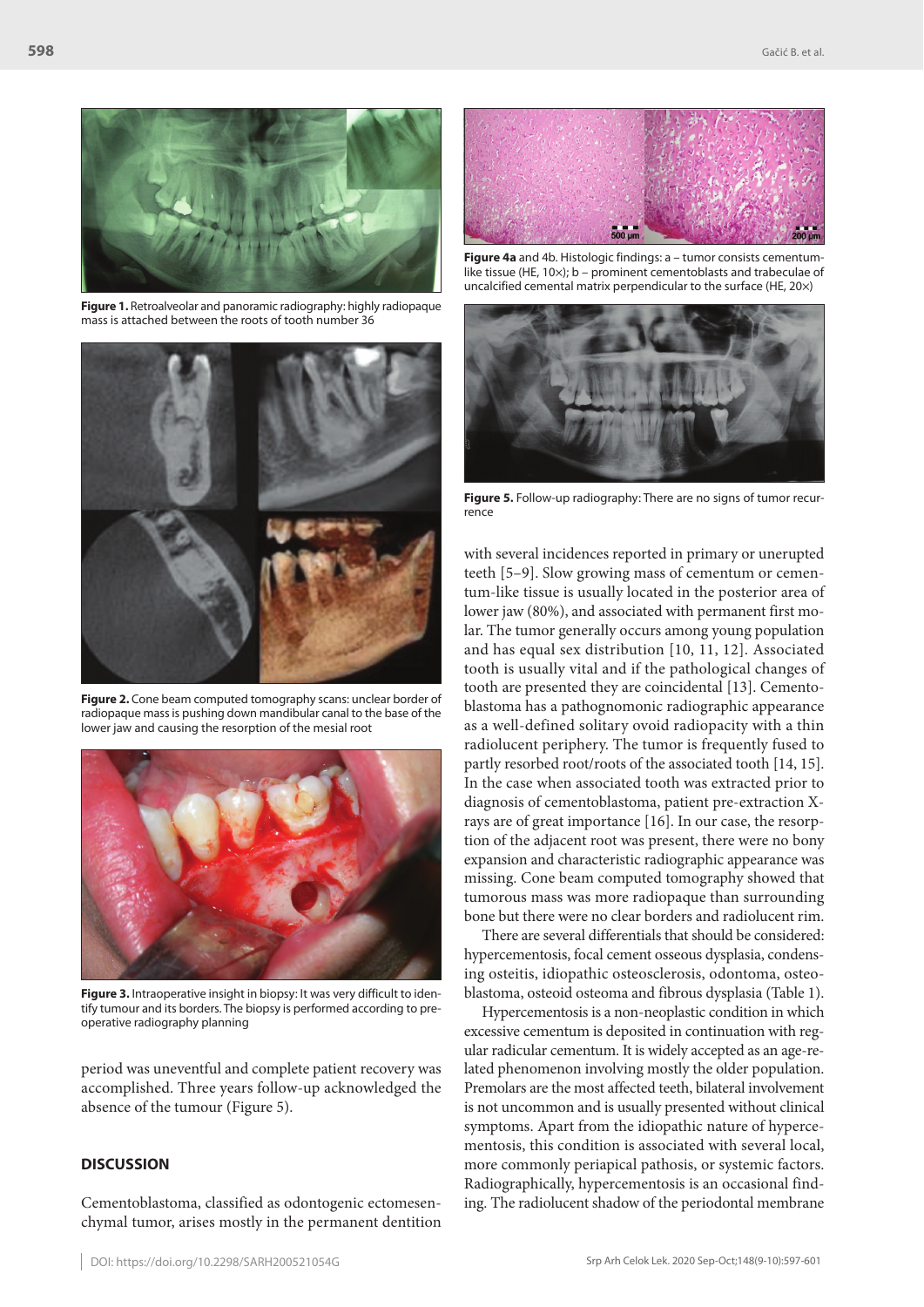**Figure 1.** Retroalveolar and panoramic radiography: highly radiopaque mass is attached between the roots of tooth number 36

**Figure 2.** Cone beam computed tomography scans: unclear border of radiopaque mass is pushing down mandibular canal to the base of the lower jaw and causing the resorption of the mesial root

**Figure 3.** Intraoperative insight in biopsy: It was very difficult to identify tumour and its borders. The biopsy is performed according to preoperative radiography planning

period was uneventful and complete patient recovery was accomplished. Three years follow-up acknowledged the absence of the tumour (Figure 5).

## DISCUSSION

Cementoblastoma, classified as odontogenic ectomesenchymal tumor, arises mostly in the permanent dentition with several incidences reported in primary or unerupted teeth [5–9]. Slow growing mass of cementum or cementum-like tissue is usually located in the posterior area of lower jaw (80%), and associated with permanent first molar. The tumor generally occurs among young population and has equal sex distribution [10, 11, 12]. Associated tooth is usually vital and if the pathological changes of tooth are presented they are coincidental [13]. Cementoblastoma has a pathognomonic radiographic appearance as a well-defined solitary ovoid radiopacity with a thin radiolucent periphery. The tumor is frequently fused to partly resorbed root/roots of the associated tooth [14, 15]. In the case when associated tooth was extracted prior to diagnosis of cementoblastoma, patient pre-extraction X-rays are of great importance [16]. In our case, the resorption of the adjacent root was present, there were no bony expansion and characteristic radiographic appearance was missing. Cone beam computed tomography showed that tumorous mass was more radiopaque than surrounding bone but there were no clear borders and radiolucent rim.

There are several differentials that should be considered: hypercementosis, focal cement osseous dysplasia, condensing osteitis, idiopathic osteosclerosis, odontoma, osteoblastoma, osteoid osteoma and fibrous dysplasia (Table 1).

Hypercementosis is a non-neoplastic condition in which excessive cementum is deposited in continuation with regular radicular cementum. It is widely accepted as an age-related phenomenon involving mostly the older population. Premolars are the most affected teeth, bilateral involvement is not uncommon and is usually presented without clinical symptoms. Apart from the idiopathic nature of hypercementosis, this condition is associated with several local, more commonly periapical pathosis, or systemic factors. Radiographically, hypercementosis is an occasional finding. The radiolucent shadow of the periodontal membrane

**Figure 4a** and 4b. Histologic findings: a – tumor consists cementum-like tissue (HE, 10×); b – prominent cementoblasts and trabeculae of uncalcified cemental matrix perpendicular to the surface (HE, 20×)

**Figure 5.** Follow-up radiography: There are no signs of tumor recurrence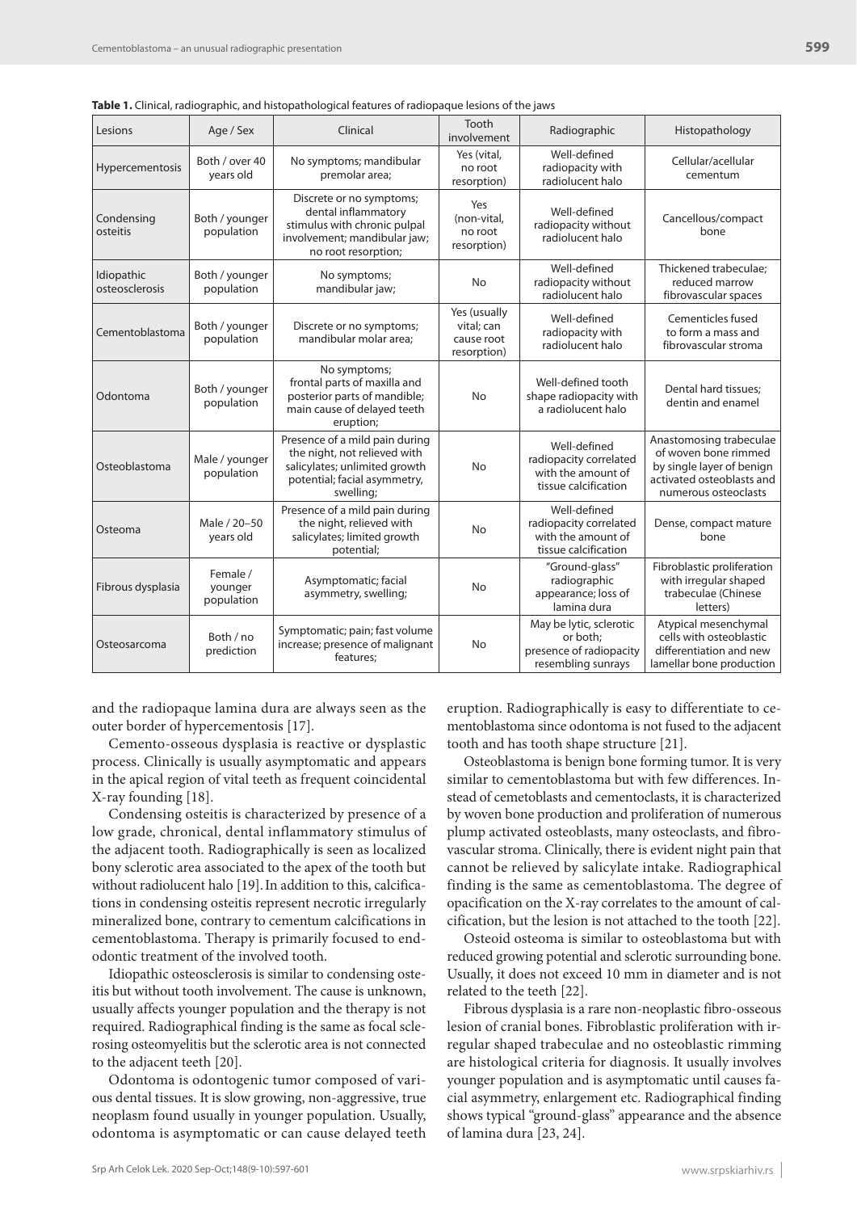**Table 1.** Clinical, radiographic, and histopathological features of radiopaque lesions of the jaws

| Lesions | Age / Sex | Clinical | Tooth involvement | Radiographic | Histopathology |
|---|---|---|---|---|---|
| Hypercementosis | Both / over 40 years old | No symptoms; mandibular premolar area; | Yes (vital, no root resorption) | Well-defined radiopacity with radiolucent halo | Cellular/acellular cementum |
| Condensing osteitis | Both / younger population | Discrete or no symptoms; dental inflammatory stimulus with chronic pulpal involvement; mandibular jaw; no root resorption; | Yes (non-vital, no root resorption) | Well-defined radiopacity without radiolucent halo | Cancellous/compact bone |
| Idiopathic osteosclerosis | Both / younger population | No symptoms; mandibular jaw; | No | Well-defined radiopacity without radiolucent halo | Thickened trabeculae; reduced marrow fibrovascular spaces |
| Cementoblastoma | Both / younger population | Discrete or no symptoms; mandibular molar area; | Yes (usually vital; can cause root resorption) | Well-defined radiopacity with radiolucent halo | Cementicles fused to form a mass and fibrovascular stroma |
| Odontoma | Both / younger population | No symptoms; frontal parts of maxilla and posterior parts of mandible; main cause of delayed teeth eruption; | No | Well-defined tooth shape radiopacity with a radiolucent halo | Dental hard tissues; dentin and enamel |
| Osteoblastoma | Male / younger population | Presence of a mild pain during the night, not relieved with salicylates; unlimited growth potential; facial asymmetry, swelling; | No | Well-defined radiopacity correlated with the amount of tissue calcification | Anastomosing trabeculae of woven bone rimmed by single layer of benign activated osteoblasts and numerous osteoclasts |
| Osteoma | Male / 20–50 years old | Presence of a mild pain during the night, relieved with salicylates; limited growth potential; | No | Well-defined radiopacity correlated with the amount of tissue calcification | Dense, compact mature bone |
| Fibrous dysplasia | Female / younger population | Asymptomatic; facial asymmetry, swelling; | No | "Ground-glass" radiographic appearance; loss of lamina dura | Fibroblastic proliferation with irregular shaped trabeculae (Chinese letters) |
| Osteosarcoma | Both / no prediction | Symptomatic; pain; fast volume increase; presence of malignant features; | No | May be lytic, sclerotic or both; presence of radiopacity resembling sunrays | Atypical mesenchymal cells with osteoblastic differentiation and new lamellar bone production |

and the radiopaque lamina dura are always seen as the outer border of hypercementosis [17].

Cemento-osseous dysplasia is reactive or dysplastic process. Clinically is usually asymptomatic and appears in the apical region of vital teeth as frequent coincidental X-ray founding [18].

Condensing osteitis is characterized by presence of a low grade, chronical, dental inflammatory stimulus of the adjacent tooth. Radiographically is seen as localized bony sclerotic area associated to the apex of the tooth but without radiolucent halo [19]. In addition to this, calcifications in condensing osteitis represent necrotic irregularly mineralized bone, contrary to cementum calcifications in cementoblastoma. Therapy is primarily focused to endodontic treatment of the involved tooth.

Idiopathic osteosclerosis is similar to condensing osteitis but without tooth involvement. The cause is unknown, usually affects younger population and the therapy is not required. Radiographical finding is the same as focal sclerosing osteomyelitis but the sclerotic area is not connected to the adjacent teeth [20].

Odontoma is odontogenic tumor composed of various dental tissues. It is slow growing, non-aggressive, true neoplasm found usually in younger population. Usually, odontoma is asymptomatic or can cause delayed teeth eruption. Radiographically is easy to differentiate to cementoblastoma since odontoma is not fused to the adjacent tooth and has tooth shape structure [21].

Osteoblastoma is benign bone forming tumor. It is very similar to cementoblastoma but with few differences. Instead of cemetoblasts and cementoclasts, it is characterized by woven bone production and proliferation of numerous plump activated osteoblasts, many osteoclasts, and fibrovascular stroma. Clinically, there is evident night pain that cannot be relieved by salicylate intake. Radiographical finding is the same as cementoblastoma. The degree of opacification on the X-ray correlates to the amount of calcification, but the lesion is not attached to the tooth [22].

Osteoid osteoma is similar to osteoblastoma but with reduced growing potential and sclerotic surrounding bone. Usually, it does not exceed 10 mm in diameter and is not related to the teeth [22].

Fibrous dysplasia is a rare non-neoplastic fibro-osseous lesion of cranial bones. Fibroblastic proliferation with irregular shaped trabeculae and no osteoblastic rimming are histological criteria for diagnosis. It usually involves younger population and is asymptomatic until causes facial asymmetry, enlargement etc. Radiographical finding shows typical "ground-glass" appearance and the absence of lamina dura [23, 24].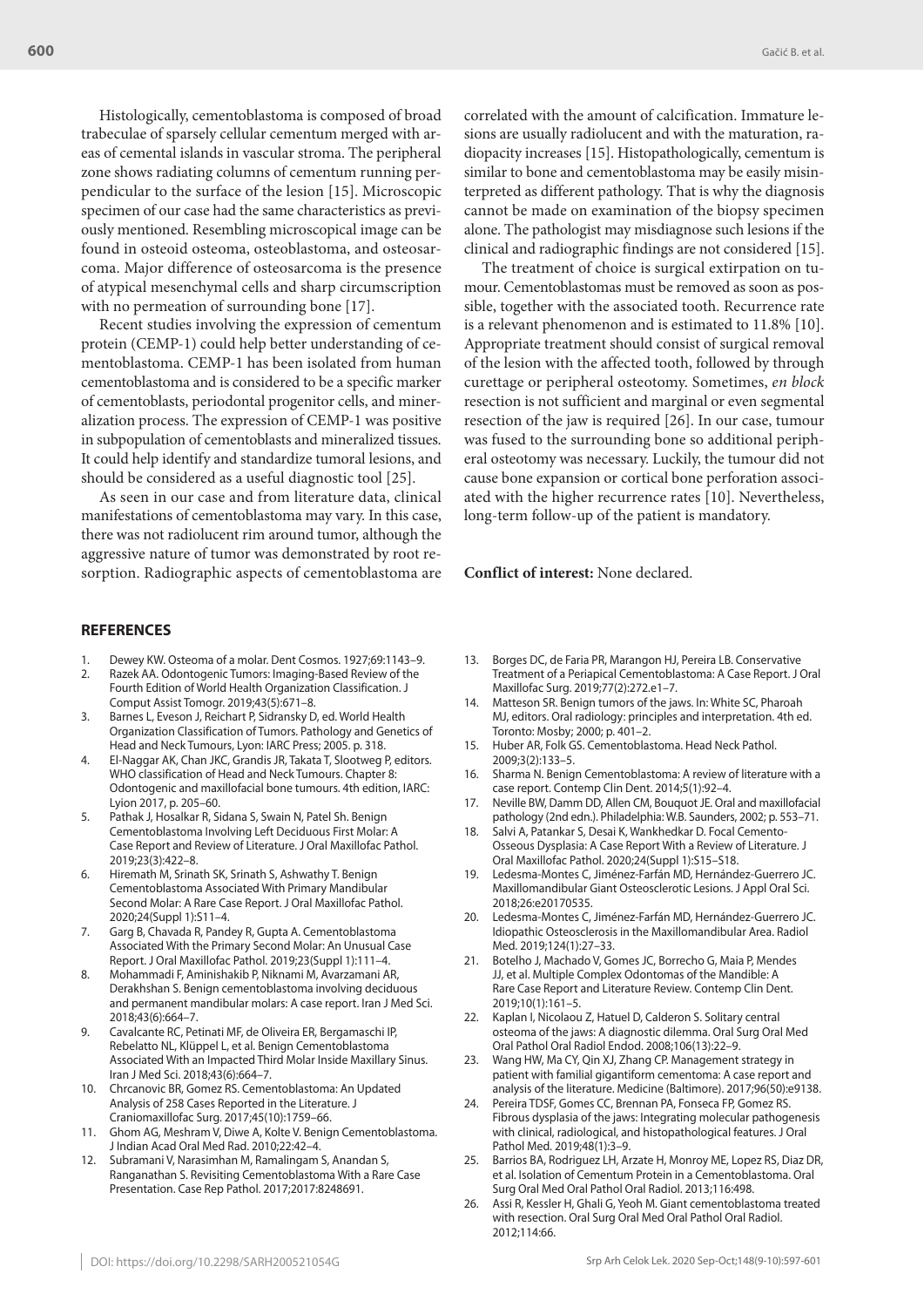Histologically, cementoblastoma is composed of broad trabeculae of sparsely cellular cementum merged with areas of cemental islands in vascular stroma. The peripheral zone shows radiating columns of cementum running perpendicular to the surface of the lesion [15]. Microscopic specimen of our case had the same characteristics as previously mentioned. Resembling microscopical image can be found in osteoid osteoma, osteoblastoma, and osteosarcoma. Major difference of osteosarcoma is the presence of atypical mesenchymal cells and sharp circumscription with no permeation of surrounding bone [17].

Recent studies involving the expression of cementum protein (CEMP-1) could help better understanding of cementoblastoma. CEMP-1 has been isolated from human cementoblastoma and is considered to be a specific marker of cementoblasts, periodontal progenitor cells, and mineralization process. The expression of CEMP-1 was positive in subpopulation of cementoblasts and mineralized tissues. It could help identify and standardize tumoral lesions, and should be considered as a useful diagnostic tool [25].

As seen in our case and from literature data, clinical manifestations of cementoblastoma may vary. In this case, there was not radiolucent rim around tumor, although the aggressive nature of tumor was demonstrated by root resorption. Radiographic aspects of cementoblastoma are correlated with the amount of calcification. Immature lesions are usually radiolucent and with the maturation, radiopacity increases [15]. Histopathologically, cementum is similar to bone and cementoblastoma may be easily misinterpreted as different pathology. That is why the diagnosis cannot be made on examination of the biopsy specimen alone. The pathologist may misdiagnose such lesions if the clinical and radiographic findings are not considered [15].

The treatment of choice is surgical extirpation on tumour. Cementoblastomas must be removed as soon as possible, together with the associated tooth. Recurrence rate is a relevant phenomenon and is estimated to 11.8% [10]. Appropriate treatment should consist of surgical removal of the lesion with the affected tooth, followed by through curettage or peripheral osteotomy. Sometimes, *en block* resection is not sufficient and marginal or even segmental resection of the jaw is required [26]. In our case, tumour was fused to the surrounding bone so additional peripheral osteotomy was necessary. Luckily, the tumour did not cause bone expansion or cortical bone perforation associated with the higher recurrence rates [10]. Nevertheless, long-term follow-up of the patient is mandatory.

**Conflict of interest:** None declared.

## REFERENCES

1. Dewey KW. Osteoma of a molar. Dent Cosmos. 1927;69:1143–9.
2. Razek AA. Odontogenic Tumors: Imaging-Based Review of the Fourth Edition of World Health Organization Classification. J Comput Assist Tomogr. 2019;43(5):671–8.
3. Barnes L, Eveson J, Reichart P, Sidransky D, ed. World Health Organization Classification of Tumors. Pathology and Genetics of Head and Neck Tumours, Lyon: IARC Press; 2005. p. 318.
4. El-Naggar AK, Chan JKC, Grandis JR, Takata T, Slootweg P, editors. WHO classification of Head and Neck Tumours. Chapter 8: Odontogenic and maxillofacial bone tumours. 4th edition, IARC: Lyion 2017, p. 205–60.
5. Pathak J, Hosalkar R, Sidana S, Swain N, Patel Sh. Benign Cementoblastoma Involving Left Deciduous First Molar: A Case Report and Review of Literature. J Oral Maxillofac Pathol. 2019;23(3):422–8.
6. Hiremath M, Srinath SK, Srinath S, Ashwathy T. Benign Cementoblastoma Associated With Primary Mandibular Second Molar: A Rare Case Report. J Oral Maxillofac Pathol. 2020;24(Suppl 1):S11–4.
7. Garg B, Chavada R, Pandey R, Gupta A. Cementoblastoma Associated With the Primary Second Molar: An Unusual Case Report. J Oral Maxillofac Pathol. 2019;23(Suppl 1):111–4.
8. Mohammadi F, Aminishakib P, Niknami M, Avarzamani AR, Derakhshan S. Benign cementoblastoma involving deciduous and permanent mandibular molars: A case report. Iran J Med Sci. 2018;43(6):664–7.
9. Cavalcante RC, Petinati MF, de Oliveira ER, Bergamaschi IP, Rebelatto NL, Klüppel L, et al. Benign Cementoblastoma Associated With an Impacted Third Molar Inside Maxillary Sinus. Iran J Med Sci. 2018;43(6):664–7.
10. Chrcanovic BR, Gomez RS. Cementoblastoma: An Updated Analysis of 258 Cases Reported in the Literature. J Craniomaxillofac Surg. 2017;45(10):1759–66.
11. Ghom AG, Meshram V, Diwe A, Kolte V. Benign Cementoblastoma. J Indian Acad Oral Med Rad. 2010;22:42–4.
12. Subramani V, Narasimhan M, Ramalingam S, Anandan S, Ranganathan S. Revisiting Cementoblastoma With a Rare Case Presentation. Case Rep Pathol. 2017;2017:8248691.
13. Borges DC, de Faria PR, Marangon HJ, Pereira LB. Conservative Treatment of a Periapical Cementoblastoma: A Case Report. J Oral Maxillofac Surg. 2019;77(2):272.e1–7.
14. Matteson SR. Benign tumors of the jaws. In: White SC, Pharoah MJ, editors. Oral radiology: principles and interpretation. 4th ed. Toronto: Mosby; 2000; p. 401–2.
15. Huber AR, Folk GS. Cementoblastoma. Head Neck Pathol. 2009;3(2):133–5.
16. Sharma N. Benign Cementoblastoma: A review of literature with a case report. Contemp Clin Dent. 2014;5(1):92–4.
17. Neville BW, Damm DD, Allen CM, Bouquot JE. Oral and maxillofacial pathology (2nd edn.). Philadelphia: W.B. Saunders, 2002; p. 553–71.
18. Salvi A, Patankar S, Desai K, Wankhedkar D. Focal Cemento-Osseous Dysplasia: A Case Report With a Review of Literature. J Oral Maxillofac Pathol. 2020;24(Suppl 1):S15–S18.
19. Ledesma-Montes C, Jiménez-Farfán MD, Hernández-Guerrero JC. Maxillomandibular Giant Osteosclerotic Lesions. J Appl Oral Sci. 2018;26:e20170535.
20. Ledesma-Montes C, Jiménez-Farfán MD, Hernández-Guerrero JC. Idiopathic Osteosclerosis in the Maxillomandibular Area. Radiol Med. 2019;124(1):27–33.
21. Botelho J, Machado V, Gomes JC, Borrecho G, Maia P, Mendes JJ, et al. Multiple Complex Odontomas of the Mandible: A Rare Case Report and Literature Review. Contemp Clin Dent. 2019;10(1):161–5.
22. Kaplan I, Nicolaou Z, Hatuel D, Calderon S. Solitary central osteoma of the jaws: A diagnostic dilemma. Oral Surg Oral Med Oral Pathol Oral Radiol Endod. 2008;106(13):22–9.
23. Wang HW, Ma CY, Qin XJ, Zhang CP. Management strategy in patient with familial gigantiform cementoma: A case report and analysis of the literature. Medicine (Baltimore). 2017;96(50):e9138.
24. Pereira TDSF, Gomes CC, Brennan PA, Fonseca FP, Gomez RS. Fibrous dysplasia of the jaws: Integrating molecular pathogenesis with clinical, radiological, and histopathological features. J Oral Pathol Med. 2019;48(1):3–9.
25. Barrios BA, Rodriguez LH, Arzate H, Monroy ME, Lopez RS, Diaz DR, et al. Isolation of Cementum Protein in a Cementoblastoma. Oral Surg Oral Med Oral Pathol Oral Radiol. 2013;116:498.
26. Assi R, Kessler H, Ghali G, Yeoh M. Giant cementoblastoma treated with resection. Oral Surg Oral Med Oral Pathol Oral Radiol. 2012;114:66.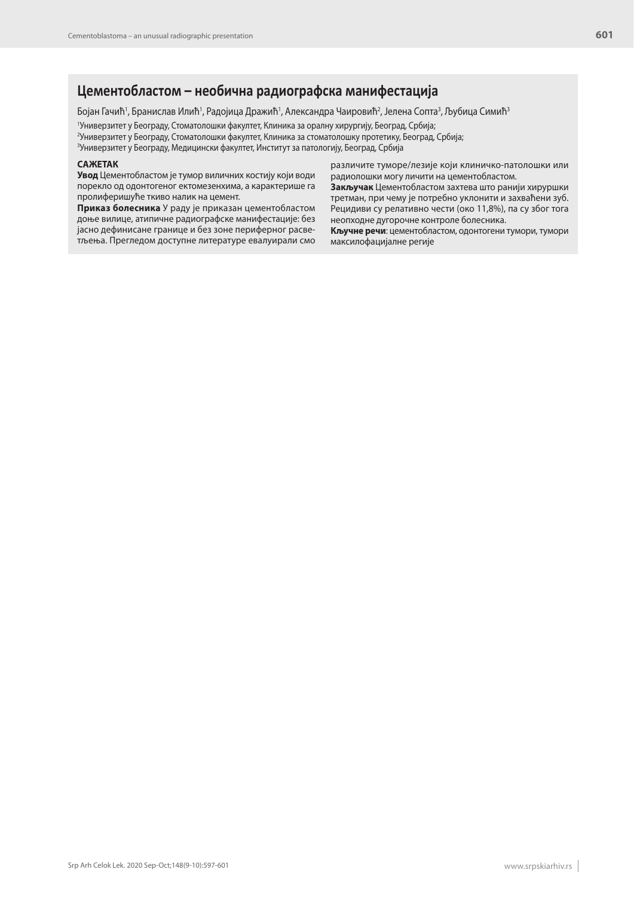# Цементобластом – необична радиографска манифестација

Бојан Гачић[1], Бранислав Илић[1], Радојица Дражић[1], Александра Чаировић[2], Јелена Сопта[3], Љубица Симић[3]

[1]Универзитет у Београду, Стоматолошки факултет, Клиника за оралну хирургију, Београд, Србија;
[2]Универзитет у Београду, Стоматолошки факултет, Клиника за стоматолошку протетику, Београд, Србија;
[3]Универзитет у Београду, Медицински факултет, Институт за патологију, Београд, Србија

**САЖЕТАК**

**Увод** Цементобластом је тумор виличних костију који води порекло од одонтогеног ектомезенхима, а карактерише га пролиферишуће ткиво налик на цемент.

**Приказ болесника** У раду је приказан цементобластом доње вилице, атипичне радиографске манифестације: без јасно дефинисане границе и без зоне периферног расветљења. Прегледом доступне литературе евалуирали смо различите туморе/лезије који клиничко-патолошки или радиолошки могу личити на цементобластом.

**Закључак** Цементобластом захтева што ранији хируршки третман, при чему је потребно уклонити и захваћени зуб. Рецидиви су релативно чести (око 11,8%), па су због тога неопходне дугорочне контроле болесника.

**Кључне речи**: цементобластом, одонтогени тумори, тумори максилофацијалне регије